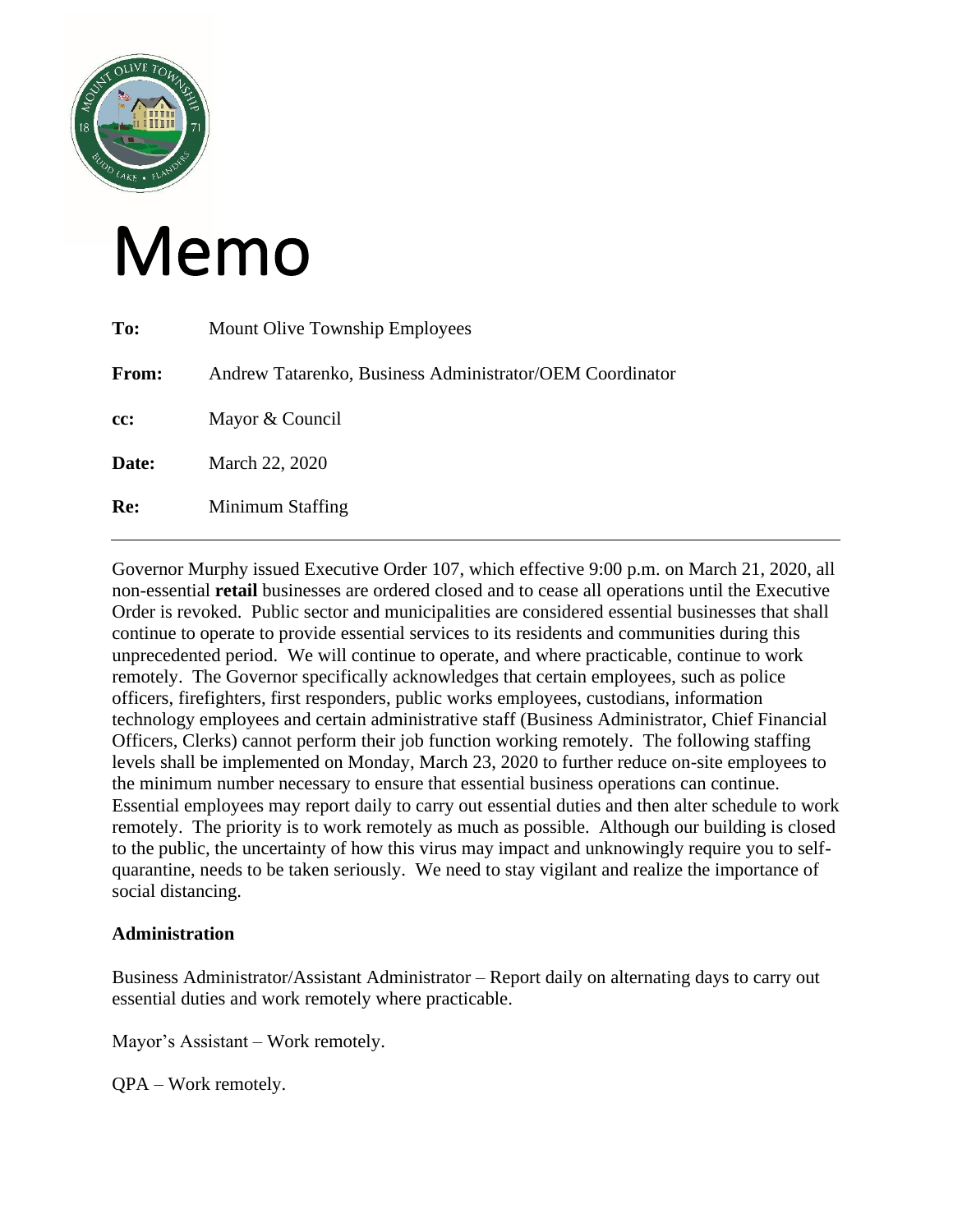# Memo

**To:** Mount Olive Township Employees

**From:** Andrew Tatarenko, Business Administrator/OEM Coordinator

**cc:** Mayor & Council

**Date:** March 22, 2020

**Re:** Minimum Staffing

---

Governor Murphy issued Executive Order 107, which effective 9:00 p.m. on March 21, 2020, all non-essential **retail** businesses are ordered closed and to cease all operations until the Executive Order is revoked. Public sector and municipalities are considered essential businesses that shall continue to operate to provide essential services to its residents and communities during this unprecedented period. We will continue to operate, and where practicable, continue to work remotely. The Governor specifically acknowledges that certain employees, such as police officers, firefighters, first responders, public works employees, custodians, information technology employees and certain administrative staff (Business Administrator, Chief Financial Officers, Clerks) cannot perform their job function working remotely. The following staffing levels shall be implemented on Monday, March 23, 2020 to further reduce on-site employees to the minimum number necessary to ensure that essential business operations can continue. Essential employees may report daily to carry out essential duties and then alter schedule to work remotely. The priority is to work remotely as much as possible. Although our building is closed to the public, the uncertainty of how this virus may impact and unknowingly require you to self-quarantine, needs to be taken seriously. We need to stay vigilant and realize the importance of social distancing.

**Administration**

Business Administrator/Assistant Administrator – Report daily on alternating days to carry out essential duties and work remotely where practicable.

Mayor's Assistant – Work remotely.

QPA – Work remotely.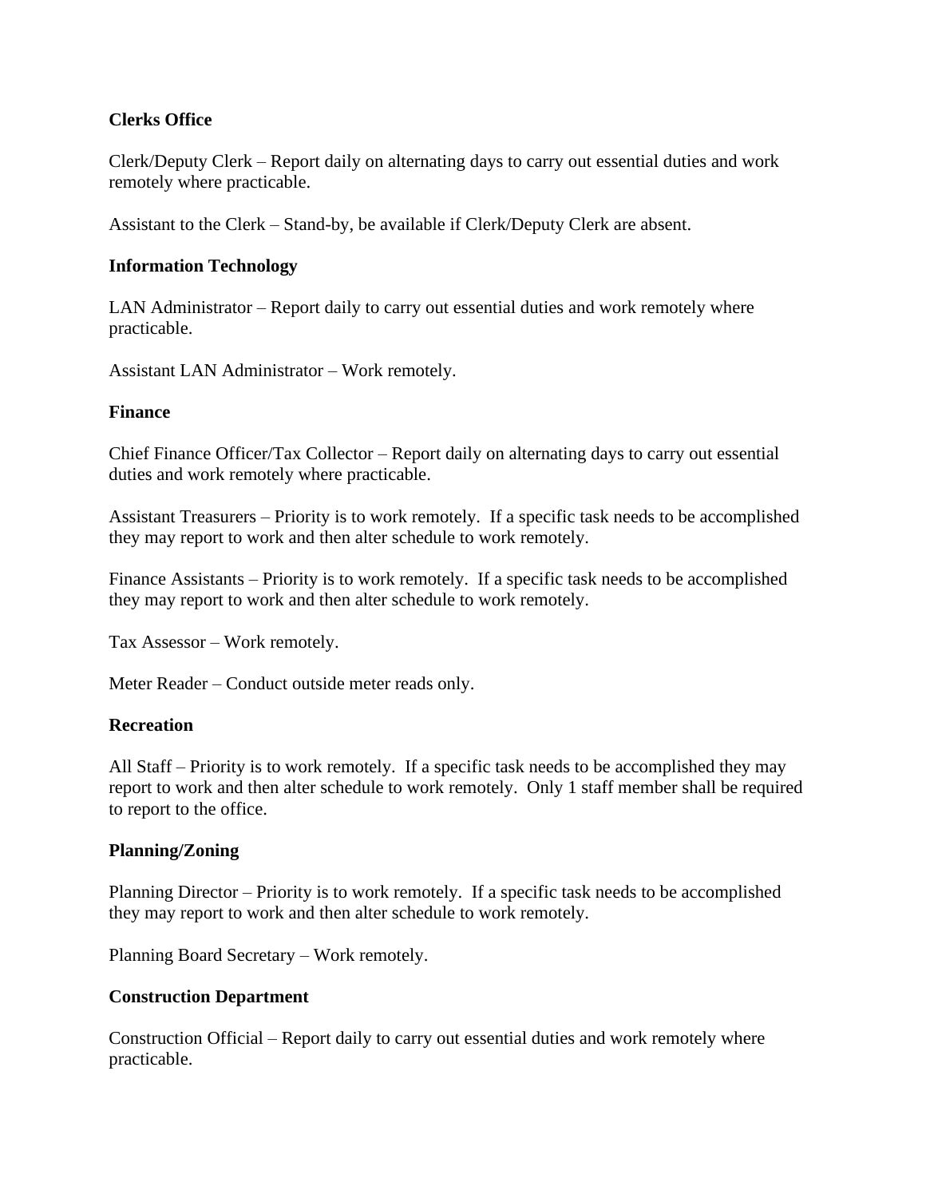**Clerks Office**

Clerk/Deputy Clerk – Report daily on alternating days to carry out essential duties and work remotely where practicable.

Assistant to the Clerk – Stand-by, be available if Clerk/Deputy Clerk are absent.

**Information Technology**

LAN Administrator – Report daily to carry out essential duties and work remotely where practicable.

Assistant LAN Administrator – Work remotely.

**Finance**

Chief Finance Officer/Tax Collector – Report daily on alternating days to carry out essential duties and work remotely where practicable.

Assistant Treasurers – Priority is to work remotely. If a specific task needs to be accomplished they may report to work and then alter schedule to work remotely.

Finance Assistants – Priority is to work remotely. If a specific task needs to be accomplished they may report to work and then alter schedule to work remotely.

Tax Assessor – Work remotely.

Meter Reader – Conduct outside meter reads only.

**Recreation**

All Staff – Priority is to work remotely. If a specific task needs to be accomplished they may report to work and then alter schedule to work remotely. Only 1 staff member shall be required to report to the office.

**Planning/Zoning**

Planning Director – Priority is to work remotely. If a specific task needs to be accomplished they may report to work and then alter schedule to work remotely.

Planning Board Secretary – Work remotely.

**Construction Department**

Construction Official – Report daily to carry out essential duties and work remotely where practicable.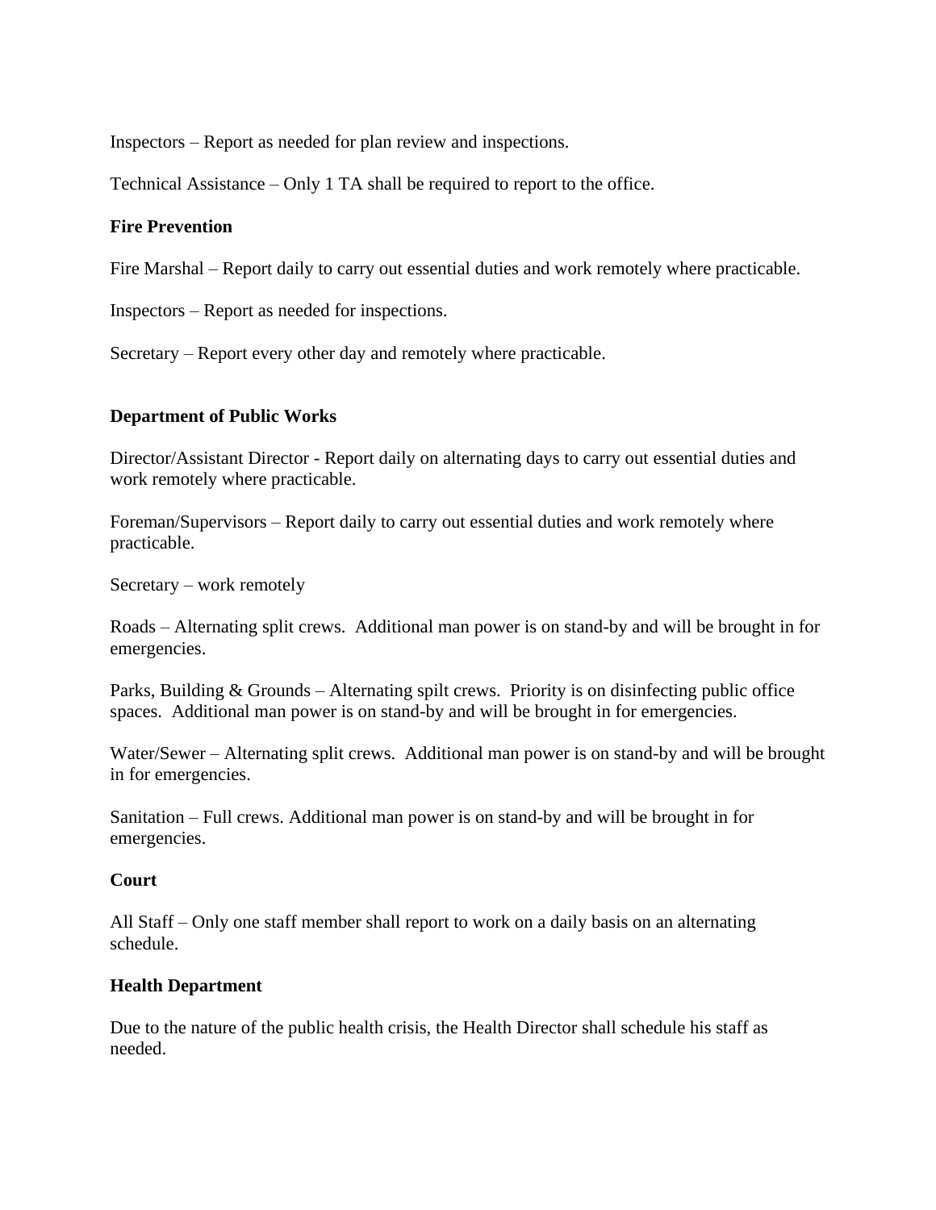Inspectors – Report as needed for plan review and inspections.

Technical Assistance – Only 1 TA shall be required to report to the office.

**Fire Prevention**

Fire Marshal – Report daily to carry out essential duties and work remotely where practicable.

Inspectors – Report as needed for inspections.

Secretary – Report every other day and remotely where practicable.

**Department of Public Works**

Director/Assistant Director - Report daily on alternating days to carry out essential duties and work remotely where practicable.

Foreman/Supervisors – Report daily to carry out essential duties and work remotely where practicable.

Secretary – work remotely

Roads – Alternating split crews. Additional man power is on stand-by and will be brought in for emergencies.

Parks, Building & Grounds – Alternating spilt crews. Priority is on disinfecting public office spaces. Additional man power is on stand-by and will be brought in for emergencies.

Water/Sewer – Alternating split crews. Additional man power is on stand-by and will be brought in for emergencies.

Sanitation – Full crews. Additional man power is on stand-by and will be brought in for emergencies.

**Court**

All Staff – Only one staff member shall report to work on a daily basis on an alternating schedule.

**Health Department**

Due to the nature of the public health crisis, the Health Director shall schedule his staff as needed.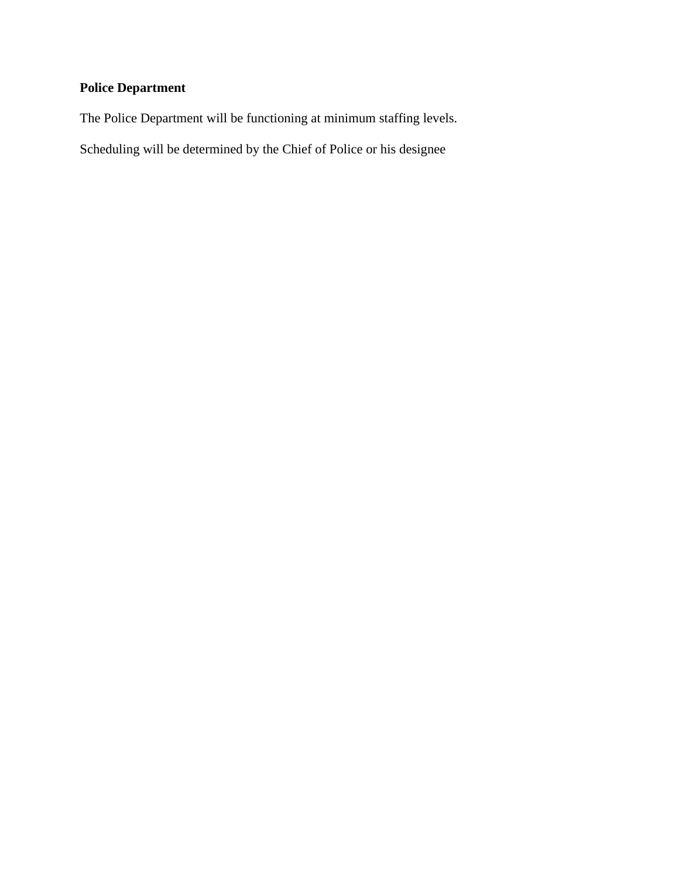**Police Department**

The Police Department will be functioning at minimum staffing levels.

Scheduling will be determined by the Chief of Police or his designee